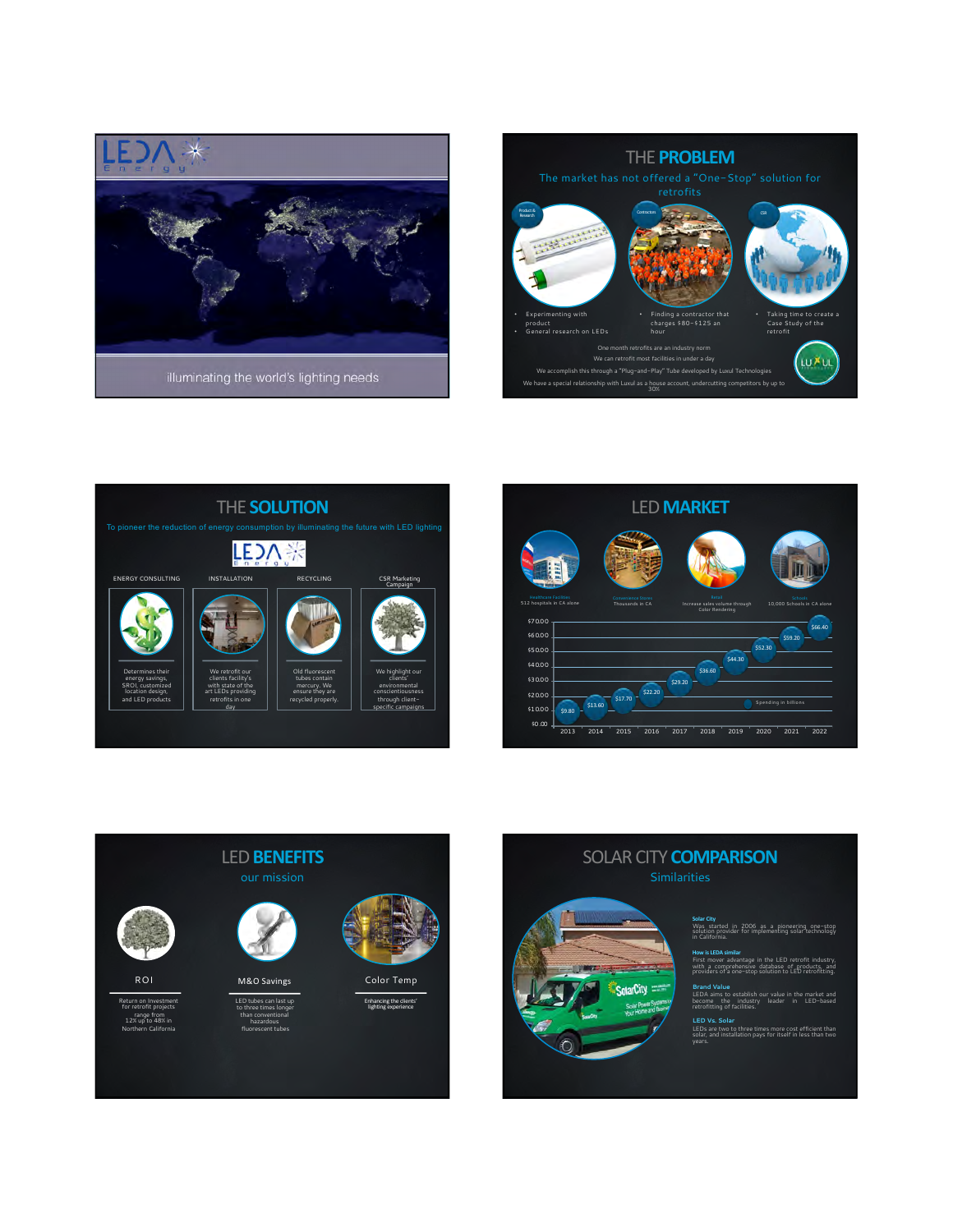# LEDA Energy

illuminating the world's lighting needs

---

# THE PROBLEM

The market has not offered a "One-Stop" solution for retrofits

Product & Research

- Experimenting with product
- General research on LEDs

Contractors

- Finding a contractor that charges $80-$125 an hour

CSR

- Taking time to create a Case Study of the retrofit

One month retrofits are an industry norm

We can retrofit most facilities in under a day

We accomplish this through a "Plug-and-Play" Tube developed by Luxul Technologies

We have a special relationship with Luxul as a house account, undercutting competitors by up to 30%

---

# THE SOLUTION

To pioneer the reduction of energy consumption by illuminating the future with LED lighting

LEDA Energy

| ENERGY CONSULTING | INSTALLATION | RECYCLING | CSR Marketing Campaign |
|---|---|---|---|
| Determines their energy savings, SROI, customized location design, and LED products | We retrofit our clients facility's with state of the art LEDs providing retrofits in one day | Old fluorescent tubes contain mercury. We ensure they are recycled properly. | We highlight our clients' environmental conscientiousness through client-specific campaigns |

---

# LED MARKET

- Healthcare Facilities — 512 hospitals in CA alone
- Convenience Stores — Thousands in CA
- Retail — Increase sales volume through Color Rendering
- Schools — 10,000 Schools in CA alone

Spending in billions

| Year | Spending |
|---|---|
| 2013 | $9.80 |
| 2014 | $13.60 |
| 2015 | $17.70 |
| 2016 | $22.20 |
| 2017 | $29.20 |
| 2018 | $36.60 |
| 2019 | $44.30 |
| 2020 | $52.30 |
| 2021 | $59.20 |
| 2022 | $66.40 |

---

# LED BENEFITS

our mission

**ROI**

Return on Investment for retrofit projects range from 12% up to 48% in Northern California

**M&O Savings**

LED tubes can last up to three times longer than conventional hazardous fluorescent tubes

**Color Temp**

Enhancing the clients' lighting experience

---

# SOLAR CITY COMPARISON

Similarities

**Solar City**

Was started in 2006 as a pioneering one-stop solution provider for implementing solar technology in California.

**How is LEDA similar**

First mover advantage in the LED retrofit industry, with a comprehensive database of products, and providers of a one-stop solution to LED retrofitting.

**Brand Value**

LEDA aims to establish our value in the market and become the industry leader in LED-based retrofitting of facilities.

**LED Vs. Solar**

LEDs are two to three times more cost efficient than solar, and installation pays for itself in less than two years.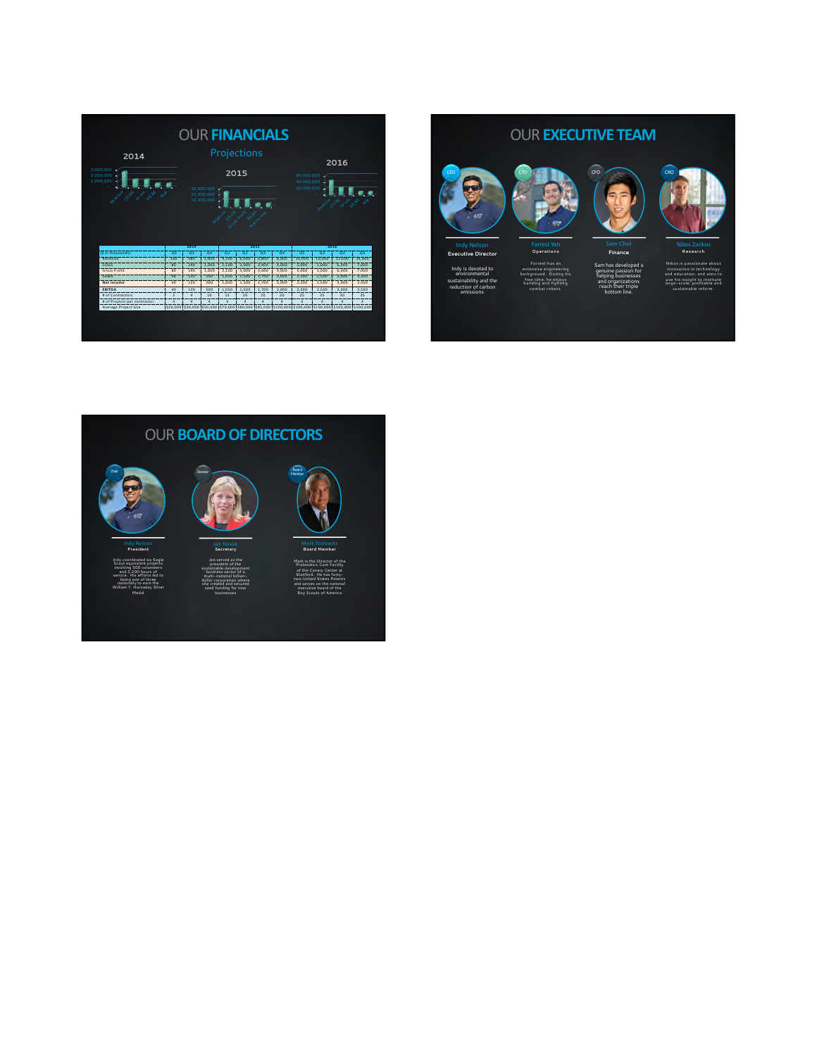# OUR FINANCIALS

## Projections

2014

3,000,000
2,000,000
1,000,000
-

Revenue
COGS
Gross...
SG&A
Net...

2015

30,000,000
20,000,000
10,000,000
-

Revenue
COGS
Gross Profit
SG&A
Net Income

2016

60,000,000
40,000,000
20,000,000
-

Revenue
COGS
Gross...
SG&A
Net...

| ($ in thousands) | 2014 Q2 | 2014 Q3 | 2014 Q4 | 2015 Q1 | 2015 Q2 | 2015 Q3 | 2015 Q4 | 2016 Q1 | 2016 Q2 | 2016 Q3 | 2016 Q4 |
|---|---|---|---|---|---|---|---|---|---|---|---|
| Revenue | 160 | 480 | 2,000 | 4,200 | 6,400 | 6,800 | 8,000 | 10,000 | 10,000 | 12,000 | 14,000 |
| COGS | 80 | 240 | 1,000 | 2,100 | 3,200 | 3,400 | 4,000 | 5,000 | 5,000 | 6,000 | 7,000 |
| Gross Profit | 80 | 240 | 1,000 | 2,100 | 3,200 | 3,400 | 4,000 | 5,000 | 5,000 | 6,000 | 7,000 |
| SG&A | 40 | 120 | 500 | 1,050 | 1,600 | 1,700 | 2,000 | 2,500 | 2,500 | 3,000 | 3,500 |
| Net Income | 40 | 120 | 500 | 1,050 | 1,600 | 1,700 | 2,000 | 2,500 | 2,500 | 3,000 | 3,500 |
| EBITDA | 40 | 120 | 500 | 1,050 | 1,600 | 1,700 | 2,000 | 2,500 | 2,500 | 3,000 | 3,500 |
| # of Contractors | 2 | 4 | 10 | 15 | 20 | 20 | 20 | 25 | 25 | 30 | 35 |
| # of Projects per contractor | 4 | 4 | 4 | 4 | 4 | 4 | 4 | 4 | 4 | 4 | 4 |
| Average Project Size | $20,000 | $30,000 | $50,000 | $70,000 | $80,000 | $85,000 | $100,000 | $100,000 | $100,000 | $100,000 | $100,000 |

# OUR EXECUTIVE TEAM

CEO

**Indy Nelson**
**Executive Director**

Indy is devoted to environmental sustainability and the reduction of carbon emissions

CTO

**Forrest Yeh**
**Operations**

Forrest has an extensive engineering background. During his free time, he enjoys building and fighting combat robots.

CFO

**Sam Choi**
**Finance**

Sam has developed a genuine passion for helping businesses and organizations reach their triple bottom line.

CRO

**Nikos Zarikos**
**Research**

Nikos is passionate about innovation in technology and education, and aims to use his insight to institute large-scale, profitable and sustainable reform.

# OUR BOARD OF DIRECTORS

Chair

**Indy Nelson**
**President**

Indy coordinated six Eagle Scout equivalent projects involving 500 volunteers and 2,200 hours of service. His efforts led to being one of three nationally to earn the William T. Hornaday Silver Medal

Director

**Jan Novak**
**Secretary**

Jan served as the president of the sustainable development business sector of a multi-national billion-dollar corporation where she created and secured seed funding for new businesses

Board Member

**Mark Stolowitz**
**Board Member**

Mark is the Director of the Proteomics Core Facility of the Canary Center at Stanford. He has forty-two United States Patents and serves on the national executive board of the Boy Scouts of America